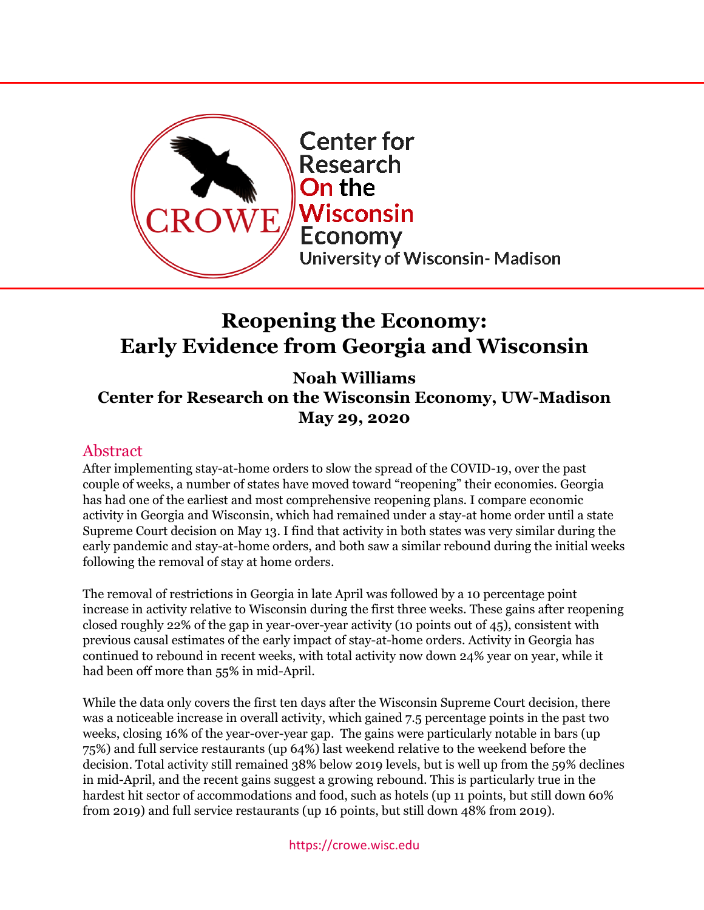Center for Research On the Wisconsin Economy
University of Wisconsin- Madison

# Reopening the Economy: Early Evidence from Georgia and Wisconsin

**Noah Williams**
**Center for Research on the Wisconsin Economy, UW-Madison**
**May 29, 2020**

## Abstract

After implementing stay-at-home orders to slow the spread of the COVID-19, over the past couple of weeks, a number of states have moved toward "reopening" their economies. Georgia has had one of the earliest and most comprehensive reopening plans. I compare economic activity in Georgia and Wisconsin, which had remained under a stay-at home order until a state Supreme Court decision on May 13. I find that activity in both states was very similar during the early pandemic and stay-at-home orders, and both saw a similar rebound during the initial weeks following the removal of stay at home orders.

The removal of restrictions in Georgia in late April was followed by a 10 percentage point increase in activity relative to Wisconsin during the first three weeks. These gains after reopening closed roughly 22% of the gap in year-over-year activity (10 points out of 45), consistent with previous causal estimates of the early impact of stay-at-home orders. Activity in Georgia has continued to rebound in recent weeks, with total activity now down 24% year on year, while it had been off more than 55% in mid-April.

While the data only covers the first ten days after the Wisconsin Supreme Court decision, there was a noticeable increase in overall activity, which gained 7.5 percentage points in the past two weeks, closing 16% of the year-over-year gap. The gains were particularly notable in bars (up 75%) and full service restaurants (up 64%) last weekend relative to the weekend before the decision. Total activity still remained 38% below 2019 levels, but is well up from the 59% declines in mid-April, and the recent gains suggest a growing rebound. This is particularly true in the hardest hit sector of accommodations and food, such as hotels (up 11 points, but still down 60% from 2019) and full service restaurants (up 16 points, but still down 48% from 2019).

https://crowe.wisc.edu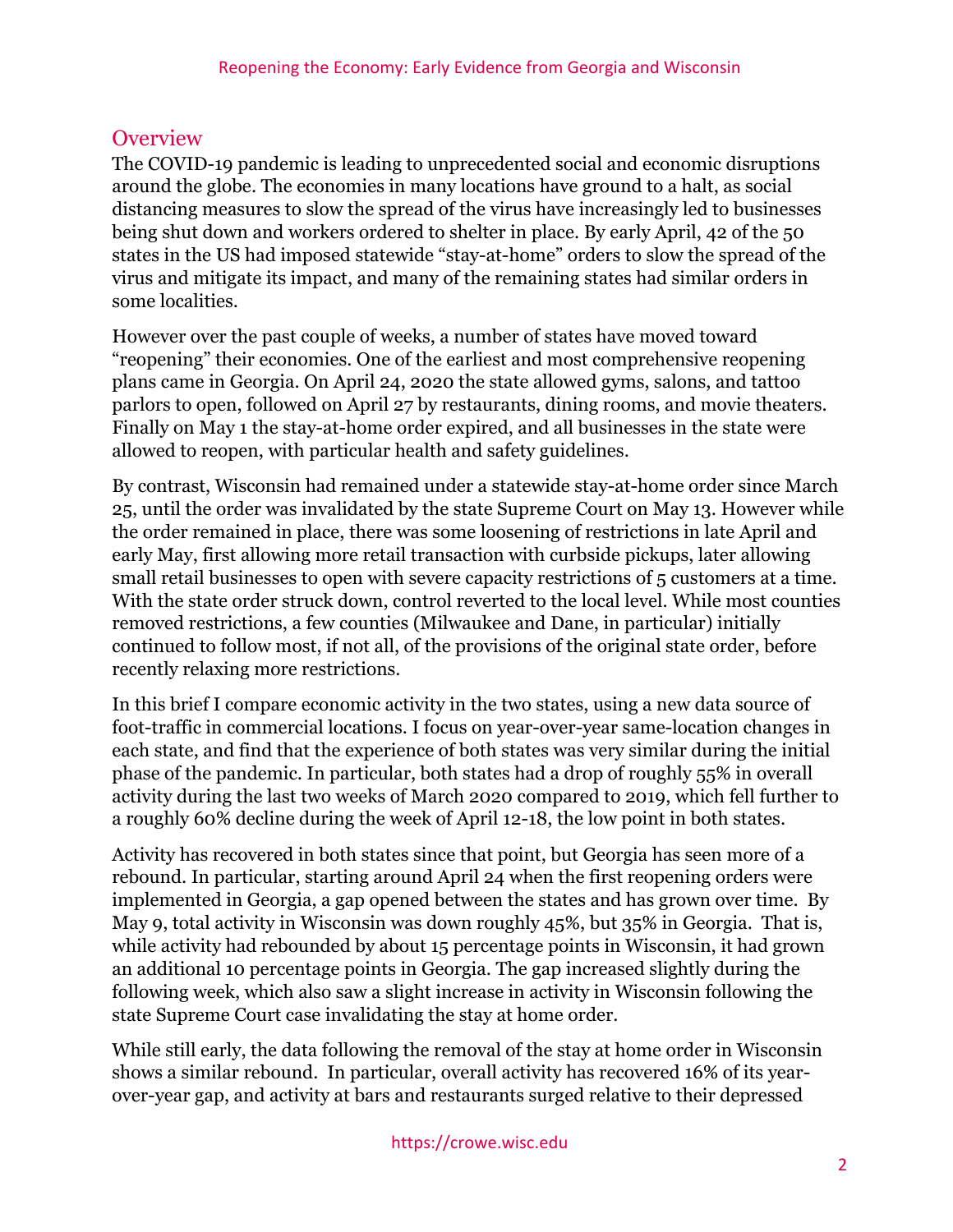## Overview

The COVID-19 pandemic is leading to unprecedented social and economic disruptions around the globe. The economies in many locations have ground to a halt, as social distancing measures to slow the spread of the virus have increasingly led to businesses being shut down and workers ordered to shelter in place. By early April, 42 of the 50 states in the US had imposed statewide "stay-at-home" orders to slow the spread of the virus and mitigate its impact, and many of the remaining states had similar orders in some localities.

However over the past couple of weeks, a number of states have moved toward "reopening" their economies. One of the earliest and most comprehensive reopening plans came in Georgia. On April 24, 2020 the state allowed gyms, salons, and tattoo parlors to open, followed on April 27 by restaurants, dining rooms, and movie theaters. Finally on May 1 the stay-at-home order expired, and all businesses in the state were allowed to reopen, with particular health and safety guidelines.

By contrast, Wisconsin had remained under a statewide stay-at-home order since March 25, until the order was invalidated by the state Supreme Court on May 13. However while the order remained in place, there was some loosening of restrictions in late April and early May, first allowing more retail transaction with curbside pickups, later allowing small retail businesses to open with severe capacity restrictions of 5 customers at a time. With the state order struck down, control reverted to the local level. While most counties removed restrictions, a few counties (Milwaukee and Dane, in particular) initially continued to follow most, if not all, of the provisions of the original state order, before recently relaxing more restrictions.

In this brief I compare economic activity in the two states, using a new data source of foot-traffic in commercial locations. I focus on year-over-year same-location changes in each state, and find that the experience of both states was very similar during the initial phase of the pandemic. In particular, both states had a drop of roughly 55% in overall activity during the last two weeks of March 2020 compared to 2019, which fell further to a roughly 60% decline during the week of April 12-18, the low point in both states.

Activity has recovered in both states since that point, but Georgia has seen more of a rebound. In particular, starting around April 24 when the first reopening orders were implemented in Georgia, a gap opened between the states and has grown over time. By May 9, total activity in Wisconsin was down roughly 45%, but 35% in Georgia. That is, while activity had rebounded by about 15 percentage points in Wisconsin, it had grown an additional 10 percentage points in Georgia. The gap increased slightly during the following week, which also saw a slight increase in activity in Wisconsin following the state Supreme Court case invalidating the stay at home order.

While still early, the data following the removal of the stay at home order in Wisconsin shows a similar rebound. In particular, overall activity has recovered 16% of its year-over-year gap, and activity at bars and restaurants surged relative to their depressed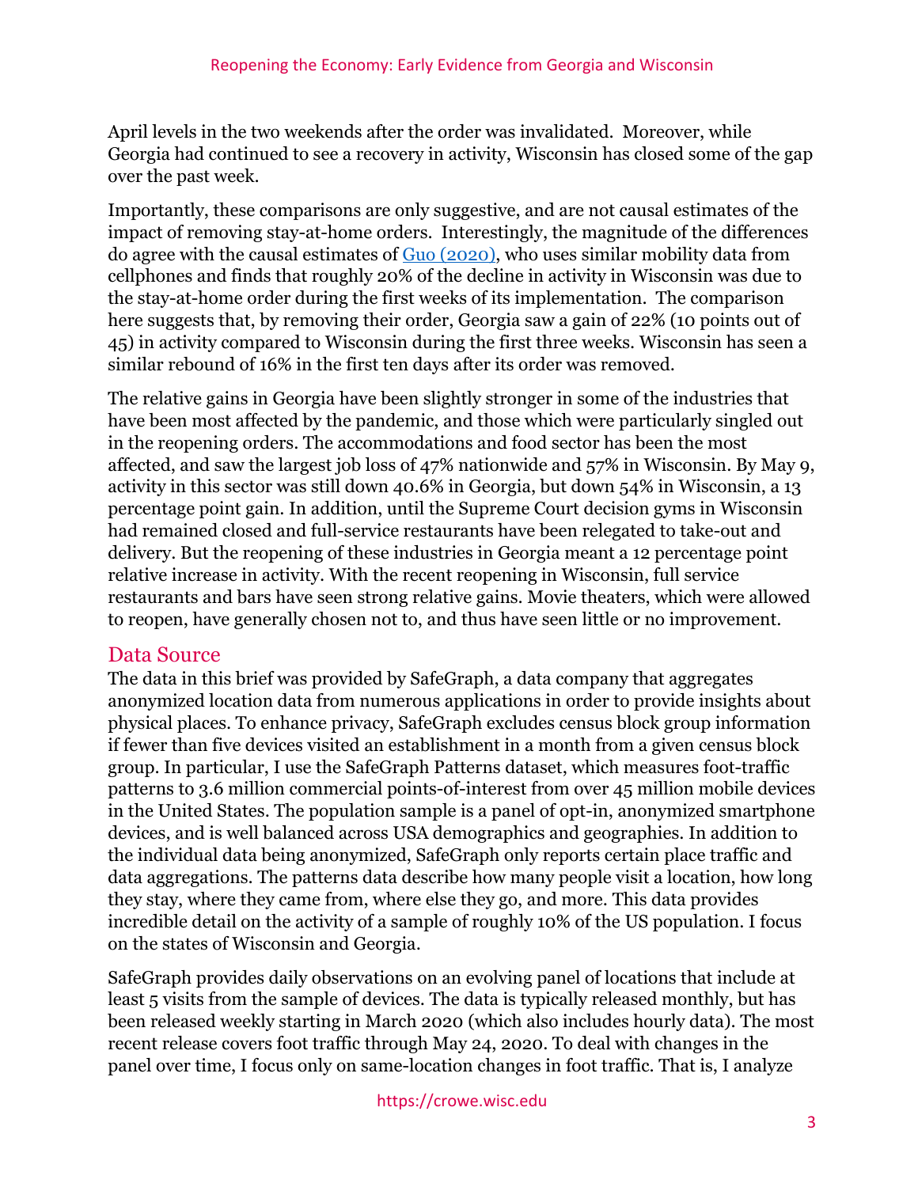April levels in the two weekends after the order was invalidated. Moreover, while Georgia had continued to see a recovery in activity, Wisconsin has closed some of the gap over the past week.

Importantly, these comparisons are only suggestive, and are not causal estimates of the impact of removing stay-at-home orders. Interestingly, the magnitude of the differences do agree with the causal estimates of [Guo (2020)](), who uses similar mobility data from cellphones and finds that roughly 20% of the decline in activity in Wisconsin was due to the stay-at-home order during the first weeks of its implementation. The comparison here suggests that, by removing their order, Georgia saw a gain of 22% (10 points out of 45) in activity compared to Wisconsin during the first three weeks. Wisconsin has seen a similar rebound of 16% in the first ten days after its order was removed.

The relative gains in Georgia have been slightly stronger in some of the industries that have been most affected by the pandemic, and those which were particularly singled out in the reopening orders. The accommodations and food sector has been the most affected, and saw the largest job loss of 47% nationwide and 57% in Wisconsin. By May 9, activity in this sector was still down 40.6% in Georgia, but down 54% in Wisconsin, a 13 percentage point gain. In addition, until the Supreme Court decision gyms in Wisconsin had remained closed and full-service restaurants have been relegated to take-out and delivery. But the reopening of these industries in Georgia meant a 12 percentage point relative increase in activity. With the recent reopening in Wisconsin, full service restaurants and bars have seen strong relative gains. Movie theaters, which were allowed to reopen, have generally chosen not to, and thus have seen little or no improvement.

## Data Source

The data in this brief was provided by SafeGraph, a data company that aggregates anonymized location data from numerous applications in order to provide insights about physical places. To enhance privacy, SafeGraph excludes census block group information if fewer than five devices visited an establishment in a month from a given census block group. In particular, I use the SafeGraph Patterns dataset, which measures foot-traffic patterns to 3.6 million commercial points-of-interest from over 45 million mobile devices in the United States. The population sample is a panel of opt-in, anonymized smartphone devices, and is well balanced across USA demographics and geographies. In addition to the individual data being anonymized, SafeGraph only reports certain place traffic and data aggregations. The patterns data describe how many people visit a location, how long they stay, where they came from, where else they go, and more. This data provides incredible detail on the activity of a sample of roughly 10% of the US population. I focus on the states of Wisconsin and Georgia.

SafeGraph provides daily observations on an evolving panel of locations that include at least 5 visits from the sample of devices. The data is typically released monthly, but has been released weekly starting in March 2020 (which also includes hourly data). The most recent release covers foot traffic through May 24, 2020. To deal with changes in the panel over time, I focus only on same-location changes in foot traffic. That is, I analyze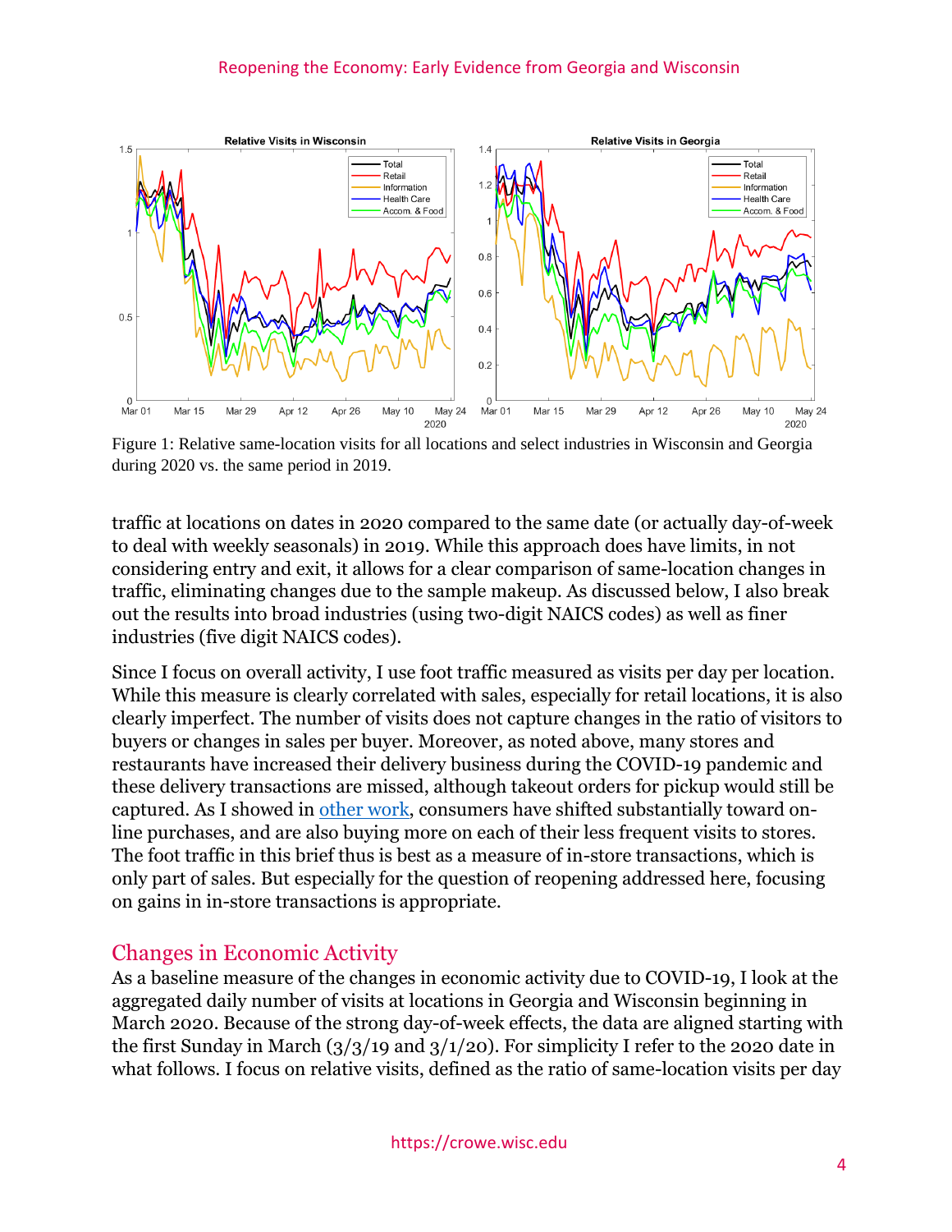Figure 1: Relative same-location visits for all locations and select industries in Wisconsin and Georgia during 2020 vs. the same period in 2019.

traffic at locations on dates in 2020 compared to the same date (or actually day-of-week to deal with weekly seasonals) in 2019. While this approach does have limits, in not considering entry and exit, it allows for a clear comparison of same-location changes in traffic, eliminating changes due to the sample makeup. As discussed below, I also break out the results into broad industries (using two-digit NAICS codes) as well as finer industries (five digit NAICS codes).

Since I focus on overall activity, I use foot traffic measured as visits per day per location. While this measure is clearly correlated with sales, especially for retail locations, it is also clearly imperfect. The number of visits does not capture changes in the ratio of visitors to buyers or changes in sales per buyer. Moreover, as noted above, many stores and restaurants have increased their delivery business during the COVID-19 pandemic and these delivery transactions are missed, although takeout orders for pickup would still be captured. As I showed in other work, consumers have shifted substantially toward on-line purchases, and are also buying more on each of their less frequent visits to stores. The foot traffic in this brief thus is best as a measure of in-store transactions, which is only part of sales. But especially for the question of reopening addressed here, focusing on gains in in-store transactions is appropriate.

## Changes in Economic Activity

As a baseline measure of the changes in economic activity due to COVID-19, I look at the aggregated daily number of visits at locations in Georgia and Wisconsin beginning in March 2020. Because of the strong day-of-week effects, the data are aligned starting with the first Sunday in March (3/3/19 and 3/1/20). For simplicity I refer to the 2020 date in what follows. I focus on relative visits, defined as the ratio of same-location visits per day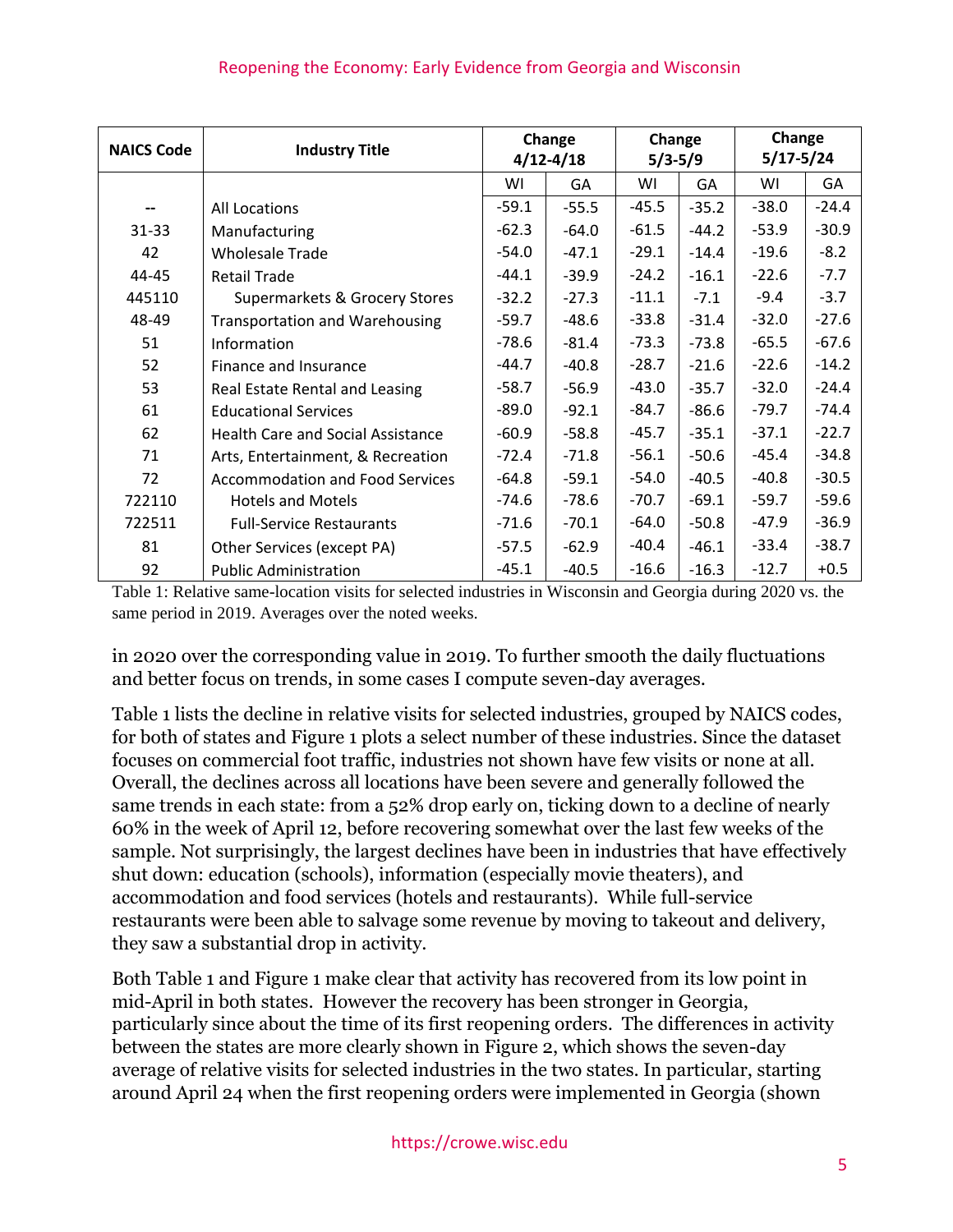| NAICS Code | Industry Title | Change 4/12-4/18 | | Change 5/3-5/9 | | Change 5/17-5/24 | |
|---|---|---|---|---|---|---|---|
| | | WI | GA | WI | GA | WI | GA |
| -- | All Locations | -59.1 | -55.5 | -45.5 | -35.2 | -38.0 | -24.4 |
| 31-33 | Manufacturing | -62.3 | -64.0 | -61.5 | -44.2 | -53.9 | -30.9 |
| 42 | Wholesale Trade | -54.0 | -47.1 | -29.1 | -14.4 | -19.6 | -8.2 |
| 44-45 | Retail Trade | -44.1 | -39.9 | -24.2 | -16.1 | -22.6 | -7.7 |
| 445110 | Supermarkets & Grocery Stores | -32.2 | -27.3 | -11.1 | -7.1 | -9.4 | -3.7 |
| 48-49 | Transportation and Warehousing | -59.7 | -48.6 | -33.8 | -31.4 | -32.0 | -27.6 |
| 51 | Information | -78.6 | -81.4 | -73.3 | -73.8 | -65.5 | -67.6 |
| 52 | Finance and Insurance | -44.7 | -40.8 | -28.7 | -21.6 | -22.6 | -14.2 |
| 53 | Real Estate Rental and Leasing | -58.7 | -56.9 | -43.0 | -35.7 | -32.0 | -24.4 |
| 61 | Educational Services | -89.0 | -92.1 | -84.7 | -86.6 | -79.7 | -74.4 |
| 62 | Health Care and Social Assistance | -60.9 | -58.8 | -45.7 | -35.1 | -37.1 | -22.7 |
| 71 | Arts, Entertainment, & Recreation | -72.4 | -71.8 | -56.1 | -50.6 | -45.4 | -34.8 |
| 72 | Accommodation and Food Services | -64.8 | -59.1 | -54.0 | -40.5 | -40.8 | -30.5 |
| 722110 | Hotels and Motels | -74.6 | -78.6 | -70.7 | -69.1 | -59.7 | -59.6 |
| 722511 | Full-Service Restaurants | -71.6 | -70.1 | -64.0 | -50.8 | -47.9 | -36.9 |
| 81 | Other Services (except PA) | -57.5 | -62.9 | -40.4 | -46.1 | -33.4 | -38.7 |
| 92 | Public Administration | -45.1 | -40.5 | -16.6 | -16.3 | -12.7 | +0.5 |

Table 1: Relative same-location visits for selected industries in Wisconsin and Georgia during 2020 vs. the same period in 2019. Averages over the noted weeks.

in 2020 over the corresponding value in 2019. To further smooth the daily fluctuations and better focus on trends, in some cases I compute seven-day averages.

Table 1 lists the decline in relative visits for selected industries, grouped by NAICS codes, for both of states and Figure 1 plots a select number of these industries. Since the dataset focuses on commercial foot traffic, industries not shown have few visits or none at all. Overall, the declines across all locations have been severe and generally followed the same trends in each state: from a 52% drop early on, ticking down to a decline of nearly 60% in the week of April 12, before recovering somewhat over the last few weeks of the sample. Not surprisingly, the largest declines have been in industries that have effectively shut down: education (schools), information (especially movie theaters), and accommodation and food services (hotels and restaurants). While full-service restaurants were been able to salvage some revenue by moving to takeout and delivery, they saw a substantial drop in activity.

Both Table 1 and Figure 1 make clear that activity has recovered from its low point in mid-April in both states. However the recovery has been stronger in Georgia, particularly since about the time of its first reopening orders. The differences in activity between the states are more clearly shown in Figure 2, which shows the seven-day average of relative visits for selected industries in the two states. In particular, starting around April 24 when the first reopening orders were implemented in Georgia (shown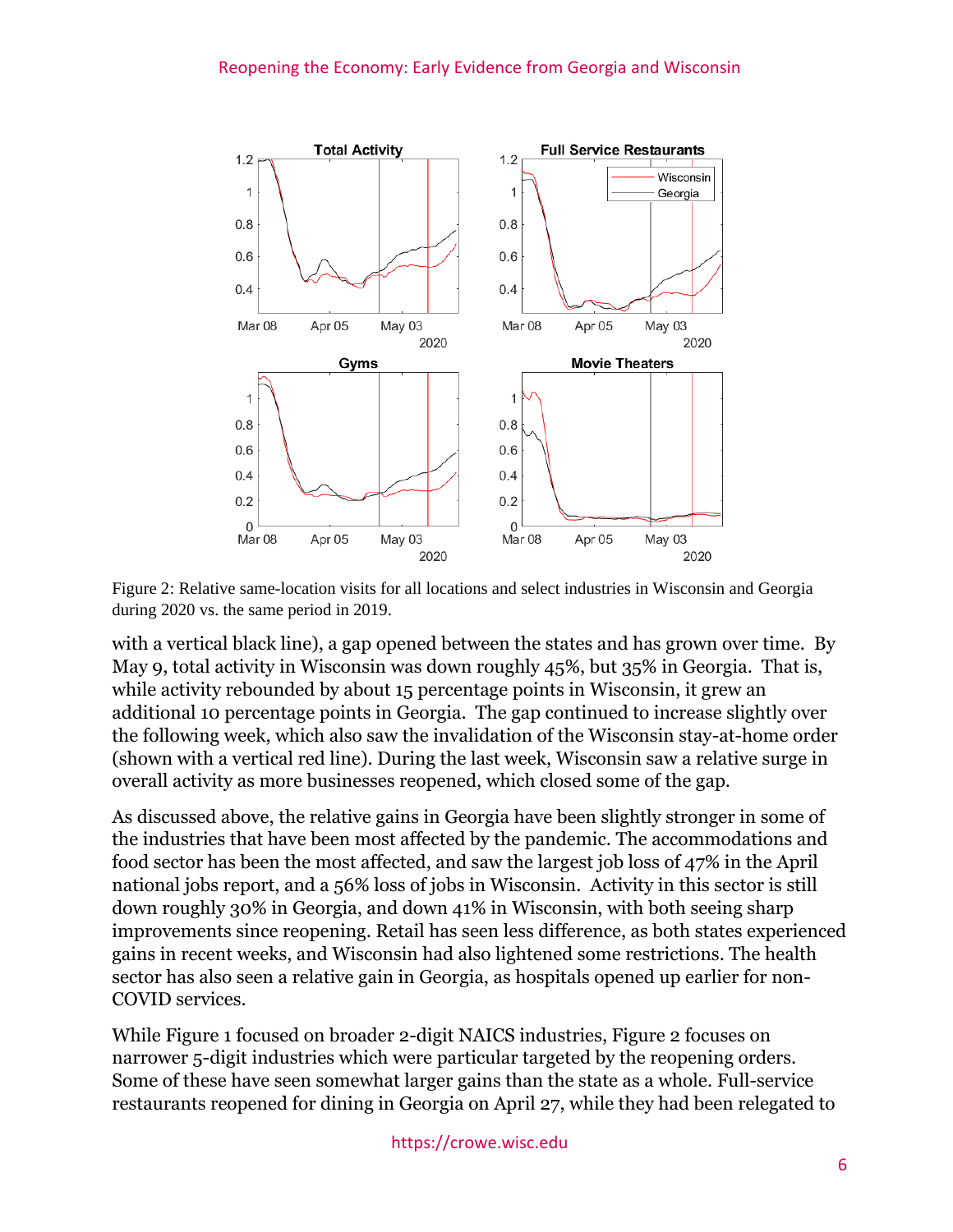Figure 2: Relative same-location visits for all locations and select industries in Wisconsin and Georgia during 2020 vs. the same period in 2019.

with a vertical black line), a gap opened between the states and has grown over time. By May 9, total activity in Wisconsin was down roughly 45%, but 35% in Georgia. That is, while activity rebounded by about 15 percentage points in Wisconsin, it grew an additional 10 percentage points in Georgia. The gap continued to increase slightly over the following week, which also saw the invalidation of the Wisconsin stay-at-home order (shown with a vertical red line). During the last week, Wisconsin saw a relative surge in overall activity as more businesses reopened, which closed some of the gap.

As discussed above, the relative gains in Georgia have been slightly stronger in some of the industries that have been most affected by the pandemic. The accommodations and food sector has been the most affected, and saw the largest job loss of 47% in the April national jobs report, and a 56% loss of jobs in Wisconsin. Activity in this sector is still down roughly 30% in Georgia, and down 41% in Wisconsin, with both seeing sharp improvements since reopening. Retail has seen less difference, as both states experienced gains in recent weeks, and Wisconsin had also lightened some restrictions. The health sector has also seen a relative gain in Georgia, as hospitals opened up earlier for non-COVID services.

While Figure 1 focused on broader 2-digit NAICS industries, Figure 2 focuses on narrower 5-digit industries which were particular targeted by the reopening orders. Some of these have seen somewhat larger gains than the state as a whole. Full-service restaurants reopened for dining in Georgia on April 27, while they had been relegated to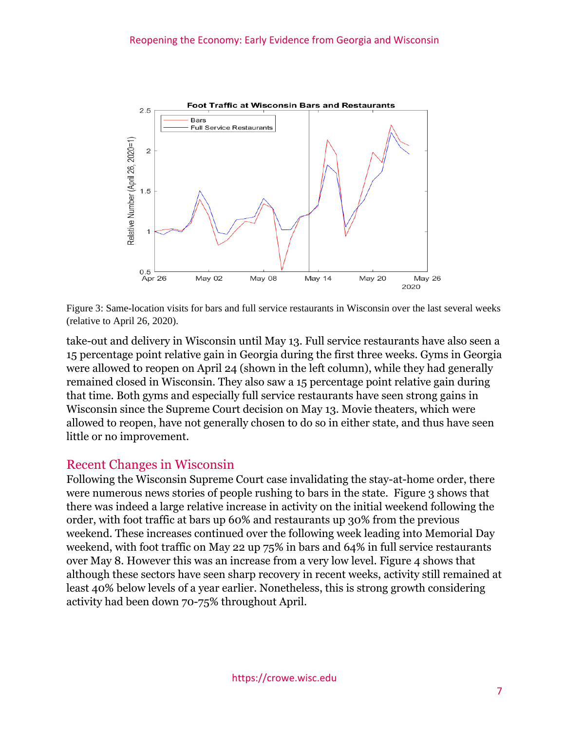Figure 3: Same-location visits for bars and full service restaurants in Wisconsin over the last several weeks (relative to April 26, 2020).

take-out and delivery in Wisconsin until May 13. Full service restaurants have also seen a 15 percentage point relative gain in Georgia during the first three weeks. Gyms in Georgia were allowed to reopen on April 24 (shown in the left column), while they had generally remained closed in Wisconsin. They also saw a 15 percentage point relative gain during that time. Both gyms and especially full service restaurants have seen strong gains in Wisconsin since the Supreme Court decision on May 13. Movie theaters, which were allowed to reopen, have not generally chosen to do so in either state, and thus have seen little or no improvement.

## Recent Changes in Wisconsin

Following the Wisconsin Supreme Court case invalidating the stay-at-home order, there were numerous news stories of people rushing to bars in the state. Figure 3 shows that there was indeed a large relative increase in activity on the initial weekend following the order, with foot traffic at bars up 60% and restaurants up 30% from the previous weekend. These increases continued over the following week leading into Memorial Day weekend, with foot traffic on May 22 up 75% in bars and 64% in full service restaurants over May 8. However this was an increase from a very low level. Figure 4 shows that although these sectors have seen sharp recovery in recent weeks, activity still remained at least 40% below levels of a year earlier. Nonetheless, this is strong growth considering activity had been down 70-75% throughout April.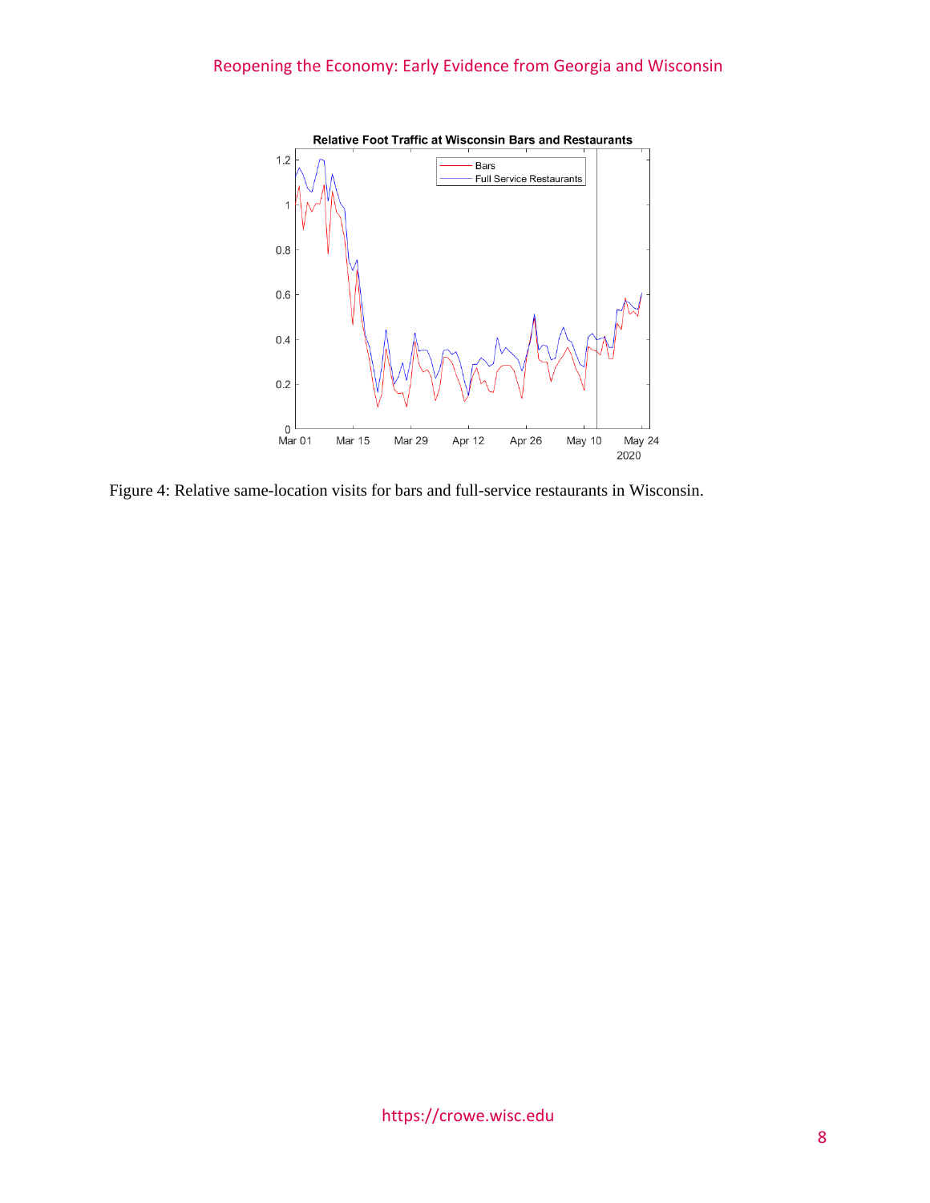Relative Foot Traffic at Wisconsin Bars and Restaurants

Bars
Full Service Restaurants

1.2
1
0.8
0.6
0.4
0.2
0

Mar 01
Mar 15
Mar 29
Apr 12
Apr 26
May 10
May 24
2020

Figure 4: Relative same-location visits for bars and full-service restaurants in Wisconsin.